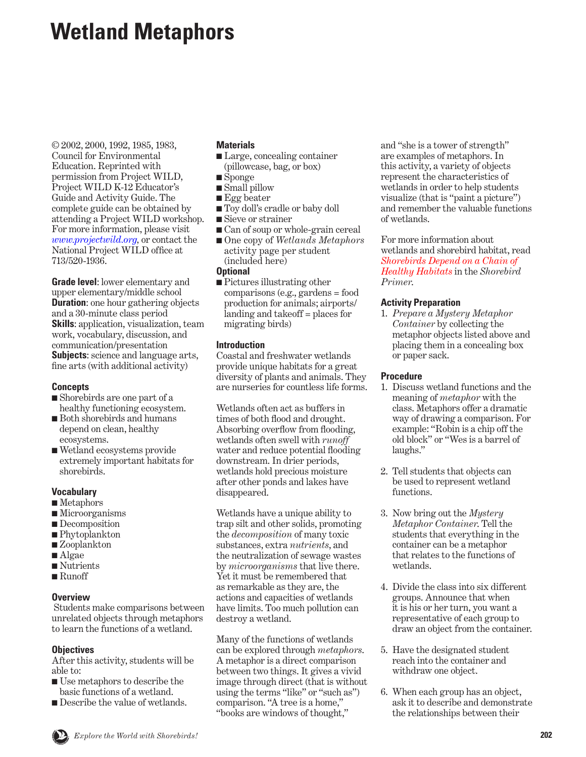# Wetland Metaphors

© 2002, 2000, 1992, 1985, 1983, Council for Environmental Education. Reprinted with permission from Project WILD, Project WILD K-12 Educator's Guide and Activity Guide. The complete guide can be obtained by attending a Project WILD workshop. For more information, please visit www.projectwild.org, or contact the National Project WILD office at 713/520-1936.

**Grade level**: lower elementary and upper elementary/middle school
**Duration**: one hour gathering objects and a 30-minute class period
**Skills**: application, visualization, team work, vocabulary, discussion, and communication/presentation
**Subjects**: science and language arts, fine arts (with additional activity)

## Concepts

- Shorebirds are one part of a healthy functioning ecosystem.
- Both shorebirds and humans depend on clean, healthy ecosystems.
- Wetland ecosystems provide extremely important habitats for shorebirds.

## Vocabulary

- Metaphors
- Microorganisms
- Decomposition
- Phytoplankton
- Zooplankton
- Algae
- Nutrients
- Runoff

## Overview

Students make comparisons between unrelated objects through metaphors to learn the functions of a wetland.

## Objectives

After this activity, students will be able to:

- Use metaphors to describe the basic functions of a wetland.
- Describe the value of wetlands.

## Materials

- Large, concealing container (pillowcase, bag, or box)
- Sponge
- Small pillow
- Egg beater
- Toy doll's cradle or baby doll
- Sieve or strainer
- Can of soup or whole-grain cereal
- One copy of *Wetlands Metaphors* activity page per student (included here)

### Optional

- Pictures illustrating other comparisons (e.g., gardens = food production for animals; airports/landing and takeoff = places for migrating birds)

## Introduction

Coastal and freshwater wetlands provide unique habitats for a great diversity of plants and animals. They are nurseries for countless life forms.

Wetlands often act as buffers in times of both flood and drought. Absorbing overflow from flooding, wetlands often swell with *runoff* water and reduce potential flooding downstream. In drier periods, wetlands hold precious moisture after other ponds and lakes have disappeared.

Wetlands have a unique ability to trap silt and other solids, promoting the *decomposition* of many toxic substances, extra *nutrients*, and the neutralization of sewage wastes by *microorganisms* that live there. Yet it must be remembered that as remarkable as they are, the actions and capacities of wetlands have limits. Too much pollution can destroy a wetland.

Many of the functions of wetlands can be explored through *metaphors*. A metaphor is a direct comparison between two things. It gives a vivid image through direct (that is without using the terms "like" or "such as") comparison. "A tree is a home," "books are windows of thought," and "she is a tower of strength" are examples of metaphors. In this activity, a variety of objects represent the characteristics of wetlands in order to help students visualize (that is "paint a picture") and remember the valuable functions of wetlands.

For more information about wetlands and shorebird habitat, read Shorebirds Depend on a Chain of Healthy Habitats in the *Shorebird Primer.*

## Activity Preparation

1. *Prepare a Mystery Metaphor Container* by collecting the metaphor objects listed above and placing them in a concealing box or paper sack.

## Procedure

1. Discuss wetland functions and the meaning of *metaphor* with the class. Metaphors offer a dramatic way of drawing a comparison. For example: "Robin is a chip off the old block" or "Wes is a barrel of laughs."
2. Tell students that objects can be used to represent wetland functions.
3. Now bring out the *Mystery Metaphor Container.* Tell the students that everything in the container can be a metaphor that relates to the functions of wetlands.
4. Divide the class into six different groups. Announce that when it is his or her turn, you want a representative of each group to draw an object from the container.
5. Have the designated student reach into the container and withdraw one object.
6. When each group has an object, ask it to describe and demonstrate the relationships between their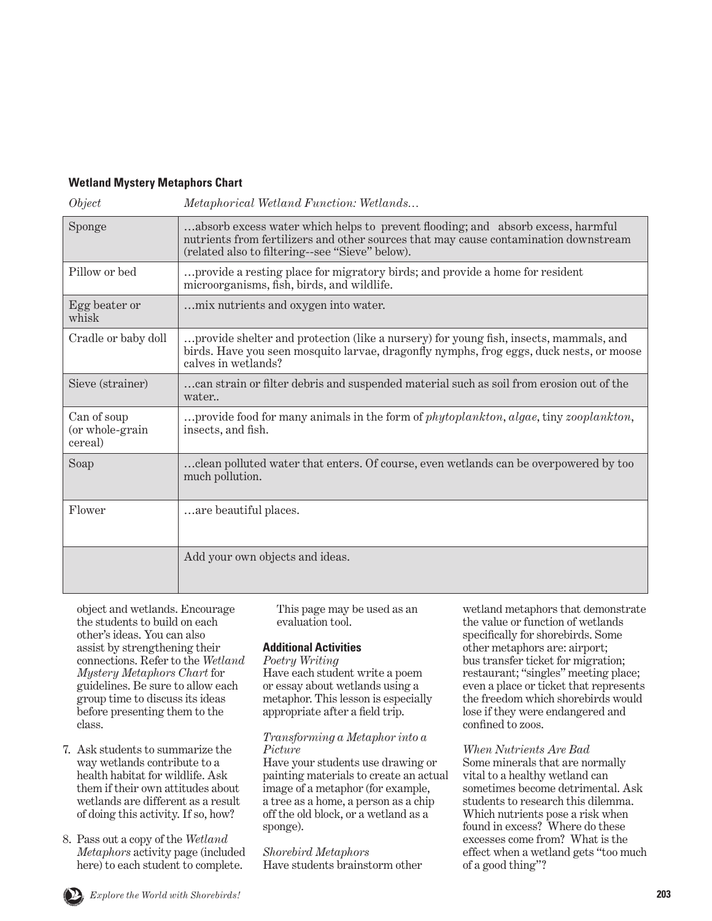**Wetland Mystery Metaphors Chart**

| *Object* | *Metaphorical Wetland Function: Wetlands…* |
|---|---|
| Sponge | …absorb excess water which helps to prevent flooding; and absorb excess, harmful nutrients from fertilizers and other sources that may cause contamination downstream (related also to filtering--see "Sieve" below). |
| Pillow or bed | …provide a resting place for migratory birds; and provide a home for resident microorganisms, fish, birds, and wildlife. |
| Egg beater or whisk | …mix nutrients and oxygen into water. |
| Cradle or baby doll | …provide shelter and protection (like a nursery) for young fish, insects, mammals, and birds. Have you seen mosquito larvae, dragonfly nymphs, frog eggs, duck nests, or moose calves in wetlands? |
| Sieve (strainer) | …can strain or filter debris and suspended material such as soil from erosion out of the water.. |
| Can of soup (or whole-grain cereal) | …provide food for many animals in the form of *phytoplankton*, *algae*, tiny *zooplankton*, insects, and fish. |
| Soap | …clean polluted water that enters. Of course, even wetlands can be overpowered by too much pollution. |
| Flower | …are beautiful places. |
| | Add your own objects and ideas. |

object and wetlands. Encourage the students to build on each other's ideas. You can also assist by strengthening their connections. Refer to the *Wetland Mystery Metaphors Chart* for guidelines. Be sure to allow each group time to discuss its ideas before presenting them to the class.

7. Ask students to summarize the way wetlands contribute to a health habitat for wildlife. Ask them if their own attitudes about wetlands are different as a result of doing this activity. If so, how?

8. Pass out a copy of the *Wetland Metaphors* activity page (included here) to each student to complete. This page may be used as an evaluation tool.

**Additional Activities**

*Poetry Writing*
Have each student write a poem or essay about wetlands using a metaphor. This lesson is especially appropriate after a field trip.

*Transforming a Metaphor into a Picture*
Have your students use drawing or painting materials to create an actual image of a metaphor (for example, a tree as a home, a person as a chip off the old block, or a wetland as a sponge).

*Shorebird Metaphors*
Have students brainstorm other wetland metaphors that demonstrate the value or function of wetlands specifically for shorebirds. Some other metaphors are: airport; bus transfer ticket for migration; restaurant; "singles" meeting place; even a place or ticket that represents the freedom which shorebirds would lose if they were endangered and confined to zoos.

*When Nutrients Are Bad*
Some minerals that are normally vital to a healthy wetland can sometimes become detrimental. Ask students to research this dilemma. Which nutrients pose a risk when found in excess? Where do these excesses come from? What is the effect when a wetland gets "too much of a good thing"?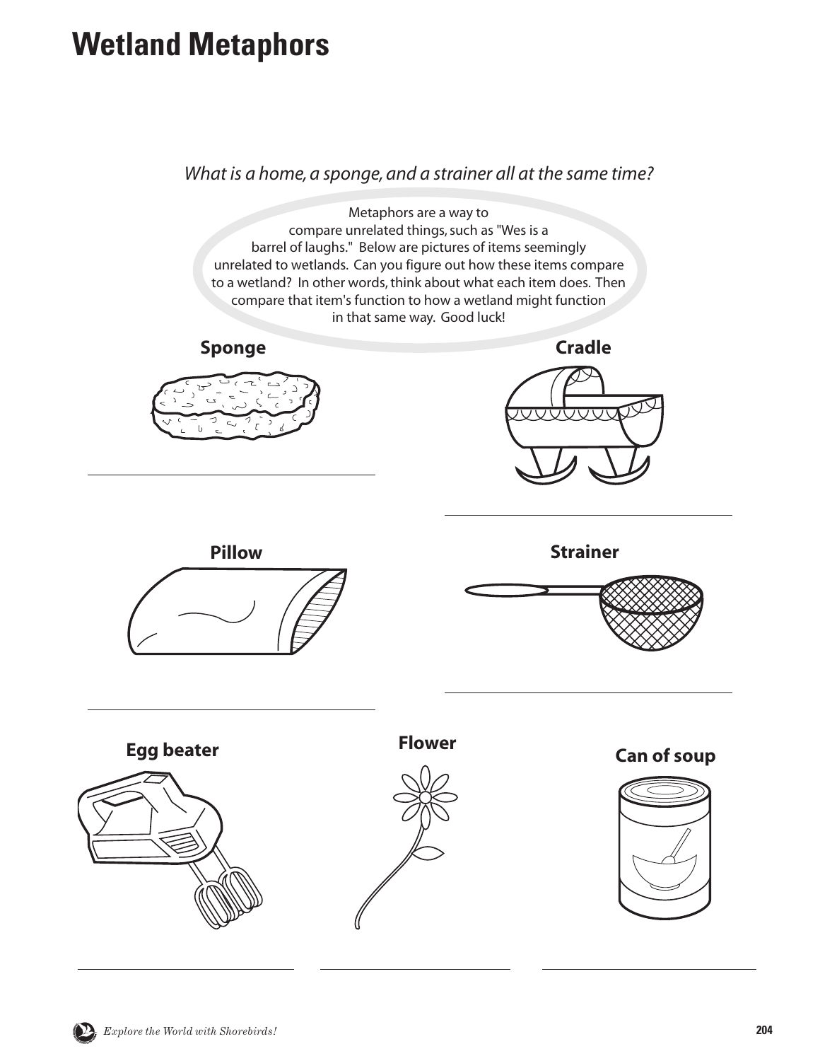# Wetland Metaphors

*What is a home, a sponge, and a strainer all at the same time?*

Metaphors are a way to compare unrelated things, such as "Wes is a barrel of laughs." Below are pictures of items seemingly unrelated to wetlands. Can you figure out how these items compare to a wetland? In other words, think about what each item does. Then compare that item's function to how a wetland might function in that same way. Good luck!

**Sponge**

**Cradle**

**Pillow**

**Strainer**

**Egg beater**

**Flower**

**Can of soup**

*Explore the World with Shorebirds!*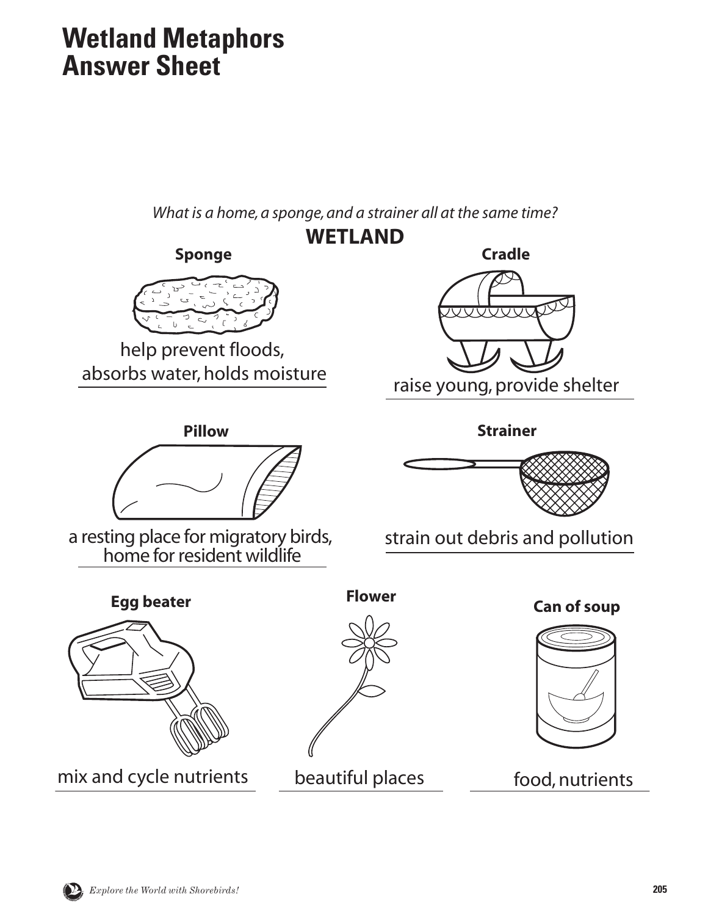# Wetland Metaphors Answer Sheet

*What is a home, a sponge, and a strainer all at the same time?*

**WETLAND**

**Sponge**

help prevent floods, absorbs water, holds moisture

**Cradle**

raise young, provide shelter

**Pillow**

a resting place for migratory birds, home for resident wildlife

**Strainer**

strain out debris and pollution

**Egg beater**

mix and cycle nutrients

**Flower**

beautiful places

**Can of soup**

food, nutrients